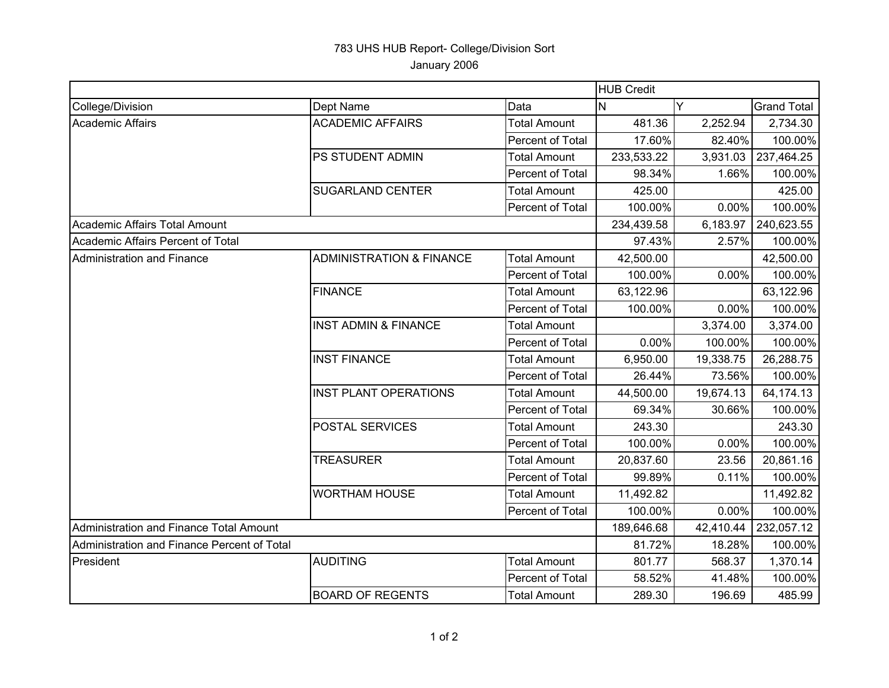# 783 UHS HUB Report- College/Division Sort

January 2006

| | | | HUB Credit | | |
|---|---|---|---|---|---|
| College/Division | Dept Name | Data | N | Y | Grand Total |
| Academic Affairs | ACADEMIC AFFAIRS | Total Amount | 481.36 | 2,252.94 | 2,734.30 |
| | | Percent of Total | 17.60% | 82.40% | 100.00% |
| | PS STUDENT ADMIN | Total Amount | 233,533.22 | 3,931.03 | 237,464.25 |
| | | Percent of Total | 98.34% | 1.66% | 100.00% |
| | SUGARLAND CENTER | Total Amount | 425.00 | | 425.00 |
| | | Percent of Total | 100.00% | 0.00% | 100.00% |
| Academic Affairs Total Amount | | | 234,439.58 | 6,183.97 | 240,623.55 |
| Academic Affairs Percent of Total | | | 97.43% | 2.57% | 100.00% |
| Administration and Finance | ADMINISTRATION & FINANCE | Total Amount | 42,500.00 | | 42,500.00 |
| | | Percent of Total | 100.00% | 0.00% | 100.00% |
| | FINANCE | Total Amount | 63,122.96 | | 63,122.96 |
| | | Percent of Total | 100.00% | 0.00% | 100.00% |
| | INST ADMIN & FINANCE | Total Amount | | 3,374.00 | 3,374.00 |
| | | Percent of Total | 0.00% | 100.00% | 100.00% |
| | INST FINANCE | Total Amount | 6,950.00 | 19,338.75 | 26,288.75 |
| | | Percent of Total | 26.44% | 73.56% | 100.00% |
| | INST PLANT OPERATIONS | Total Amount | 44,500.00 | 19,674.13 | 64,174.13 |
| | | Percent of Total | 69.34% | 30.66% | 100.00% |
| | POSTAL SERVICES | Total Amount | 243.30 | | 243.30 |
| | | Percent of Total | 100.00% | 0.00% | 100.00% |
| | TREASURER | Total Amount | 20,837.60 | 23.56 | 20,861.16 |
| | | Percent of Total | 99.89% | 0.11% | 100.00% |
| | WORTHAM HOUSE | Total Amount | 11,492.82 | | 11,492.82 |
| | | Percent of Total | 100.00% | 0.00% | 100.00% |
| Administration and Finance Total Amount | | | 189,646.68 | 42,410.44 | 232,057.12 |
| Administration and Finance Percent of Total | | | 81.72% | 18.28% | 100.00% |
| President | AUDITING | Total Amount | 801.77 | 568.37 | 1,370.14 |
| | | Percent of Total | 58.52% | 41.48% | 100.00% |
| | BOARD OF REGENTS | Total Amount | 289.30 | 196.69 | 485.99 |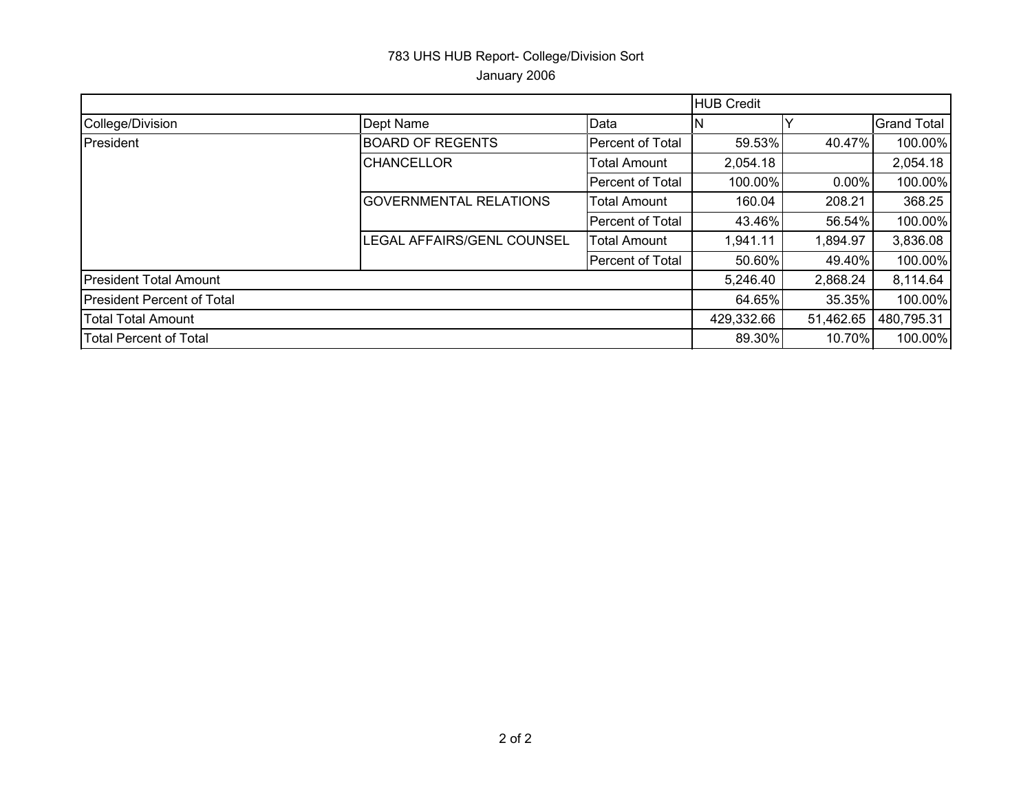783 UHS HUB Report- College/Division Sort

January 2006

| | | | HUB Credit | | |
|---|---|---|---|---|---|
| College/Division | Dept Name | Data | N | Y | Grand Total |
| President | BOARD OF REGENTS | Percent of Total | 59.53% | 40.47% | 100.00% |
| | CHANCELLOR | Total Amount | 2,054.18 | | 2,054.18 |
| | | Percent of Total | 100.00% | 0.00% | 100.00% |
| | GOVERNMENTAL RELATIONS | Total Amount | 160.04 | 208.21 | 368.25 |
| | | Percent of Total | 43.46% | 56.54% | 100.00% |
| | LEGAL AFFAIRS/GENL COUNSEL | Total Amount | 1,941.11 | 1,894.97 | 3,836.08 |
| | | Percent of Total | 50.60% | 49.40% | 100.00% |
| President Total Amount | | | 5,246.40 | 2,868.24 | 8,114.64 |
| President Percent of Total | | | 64.65% | 35.35% | 100.00% |
| Total Total Amount | | | 429,332.66 | 51,462.65 | 480,795.31 |
| Total Percent of Total | | | 89.30% | 10.70% | 100.00% |